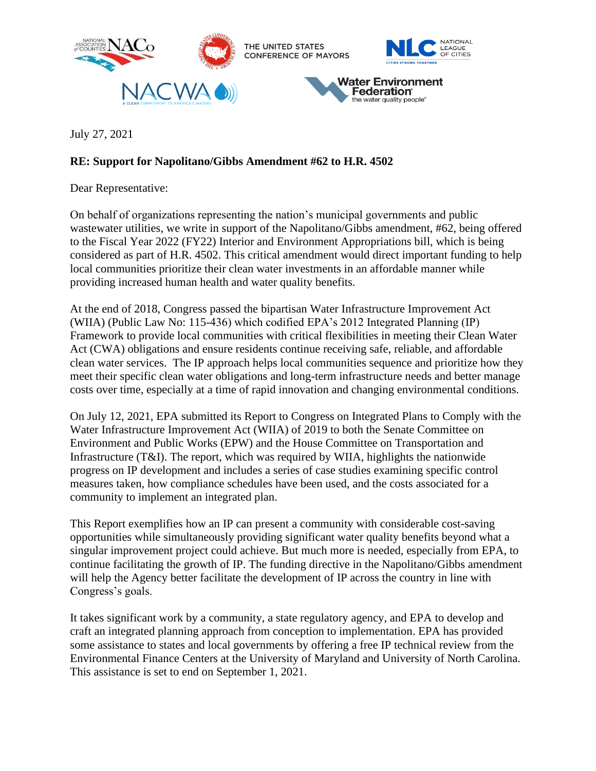July 27, 2021

**RE: Support for Napolitano/Gibbs Amendment #62 to H.R. 4502**

Dear Representative:

On behalf of organizations representing the nation's municipal governments and public wastewater utilities, we write in support of the Napolitano/Gibbs amendment, #62, being offered to the Fiscal Year 2022 (FY22) Interior and Environment Appropriations bill, which is being considered as part of H.R. 4502. This critical amendment would direct important funding to help local communities prioritize their clean water investments in an affordable manner while providing increased human health and water quality benefits.

At the end of 2018, Congress passed the bipartisan Water Infrastructure Improvement Act (WIIA) (Public Law No: 115-436) which codified EPA's 2012 Integrated Planning (IP) Framework to provide local communities with critical flexibilities in meeting their Clean Water Act (CWA) obligations and ensure residents continue receiving safe, reliable, and affordable clean water services. The IP approach helps local communities sequence and prioritize how they meet their specific clean water obligations and long-term infrastructure needs and better manage costs over time, especially at a time of rapid innovation and changing environmental conditions.

On July 12, 2021, EPA submitted its Report to Congress on Integrated Plans to Comply with the Water Infrastructure Improvement Act (WIIA) of 2019 to both the Senate Committee on Environment and Public Works (EPW) and the House Committee on Transportation and Infrastructure (T&I). The report, which was required by WIIA, highlights the nationwide progress on IP development and includes a series of case studies examining specific control measures taken, how compliance schedules have been used, and the costs associated for a community to implement an integrated plan.

This Report exemplifies how an IP can present a community with considerable cost-saving opportunities while simultaneously providing significant water quality benefits beyond what a singular improvement project could achieve. But much more is needed, especially from EPA, to continue facilitating the growth of IP. The funding directive in the Napolitano/Gibbs amendment will help the Agency better facilitate the development of IP across the country in line with Congress's goals.

It takes significant work by a community, a state regulatory agency, and EPA to develop and craft an integrated planning approach from conception to implementation. EPA has provided some assistance to states and local governments by offering a free IP technical review from the Environmental Finance Centers at the University of Maryland and University of North Carolina. This assistance is set to end on September 1, 2021.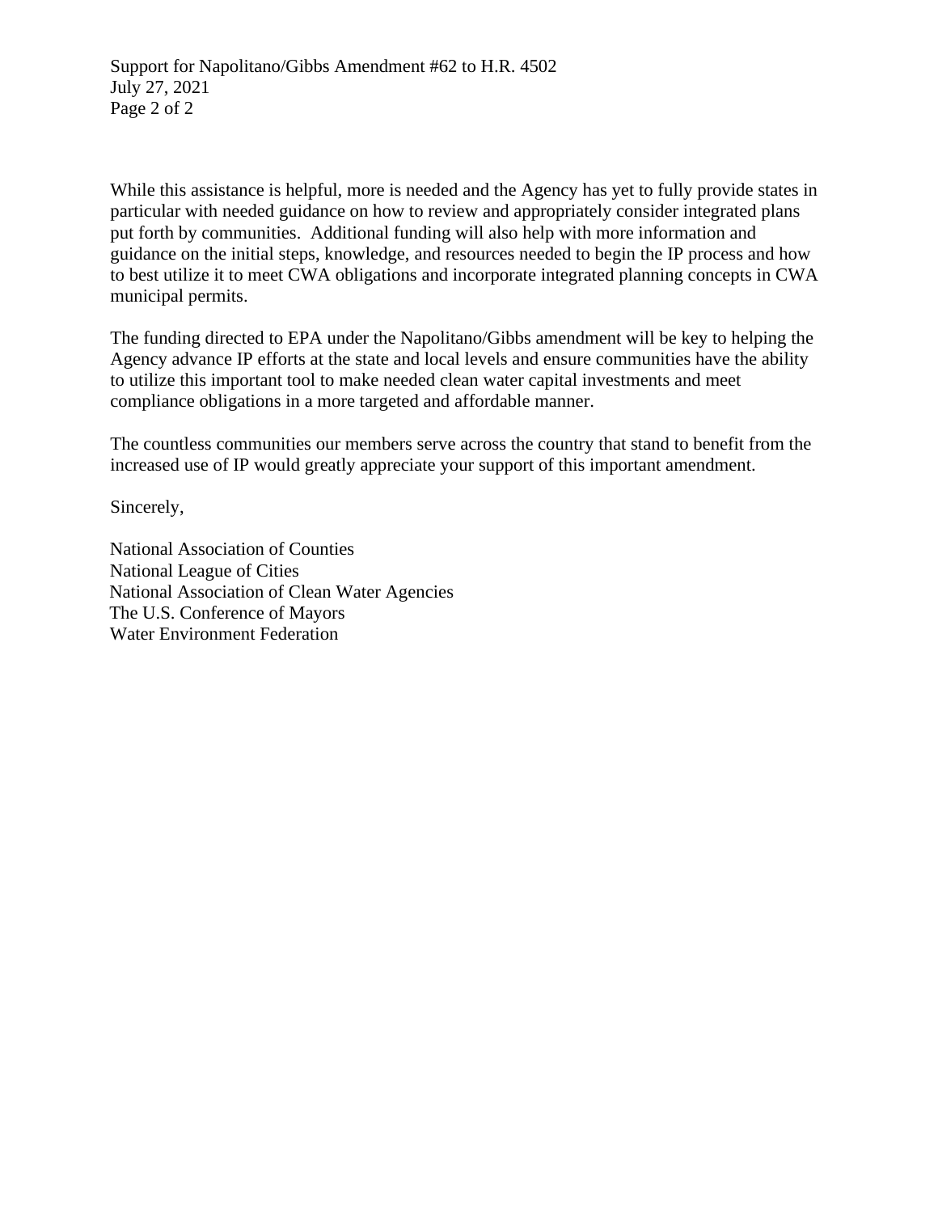While this assistance is helpful, more is needed and the Agency has yet to fully provide states in particular with needed guidance on how to review and appropriately consider integrated plans put forth by communities. Additional funding will also help with more information and guidance on the initial steps, knowledge, and resources needed to begin the IP process and how to best utilize it to meet CWA obligations and incorporate integrated planning concepts in CWA municipal permits.

The funding directed to EPA under the Napolitano/Gibbs amendment will be key to helping the Agency advance IP efforts at the state and local levels and ensure communities have the ability to utilize this important tool to make needed clean water capital investments and meet compliance obligations in a more targeted and affordable manner.

The countless communities our members serve across the country that stand to benefit from the increased use of IP would greatly appreciate your support of this important amendment.

Sincerely,

National Association of Counties
National League of Cities
National Association of Clean Water Agencies
The U.S. Conference of Mayors
Water Environment Federation